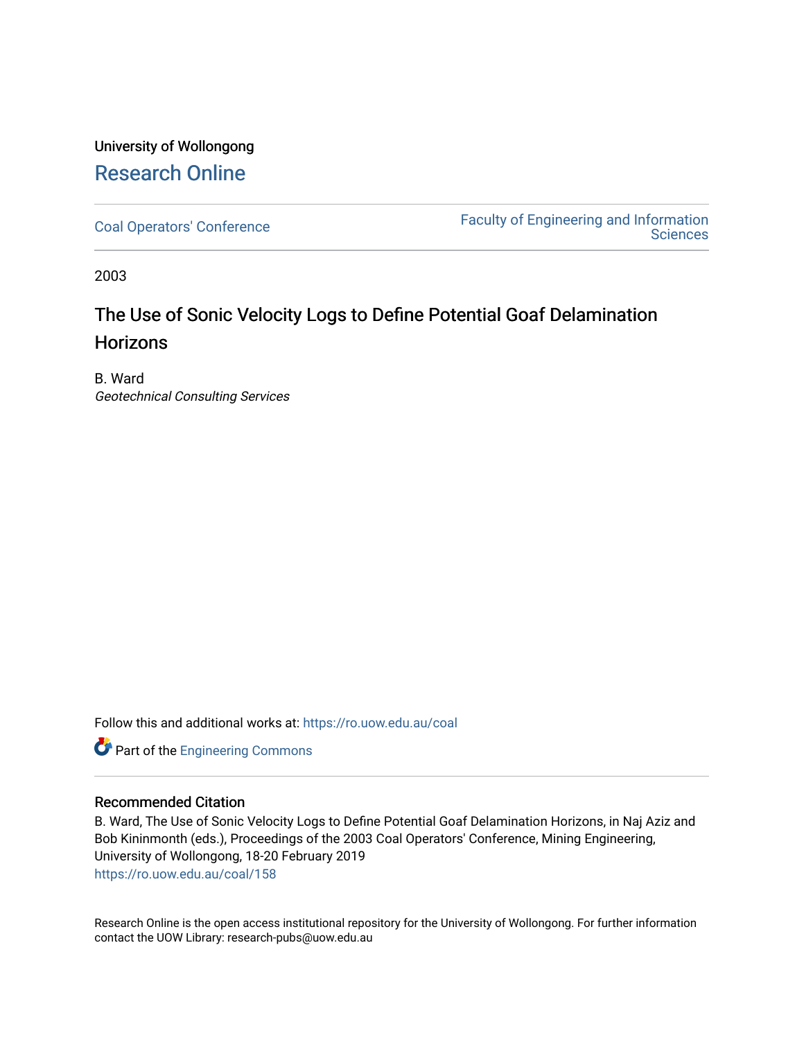University of Wollongong

# Research Online

Coal Operators' Conference

Faculty of Engineering and Information Sciences

2003

## The Use of Sonic Velocity Logs to Define Potential Goaf Delamination Horizons

B. Ward
*Geotechnical Consulting Services*

Follow this and additional works at: https://ro.uow.edu.au/coal

Part of the Engineering Commons

### Recommended Citation

B. Ward, The Use of Sonic Velocity Logs to Define Potential Goaf Delamination Horizons, in Naj Aziz and Bob Kininmonth (eds.), Proceedings of the 2003 Coal Operators' Conference, Mining Engineering, University of Wollongong, 18-20 February 2019
https://ro.uow.edu.au/coal/158

Research Online is the open access institutional repository for the University of Wollongong. For further information contact the UOW Library: research-pubs@uow.edu.au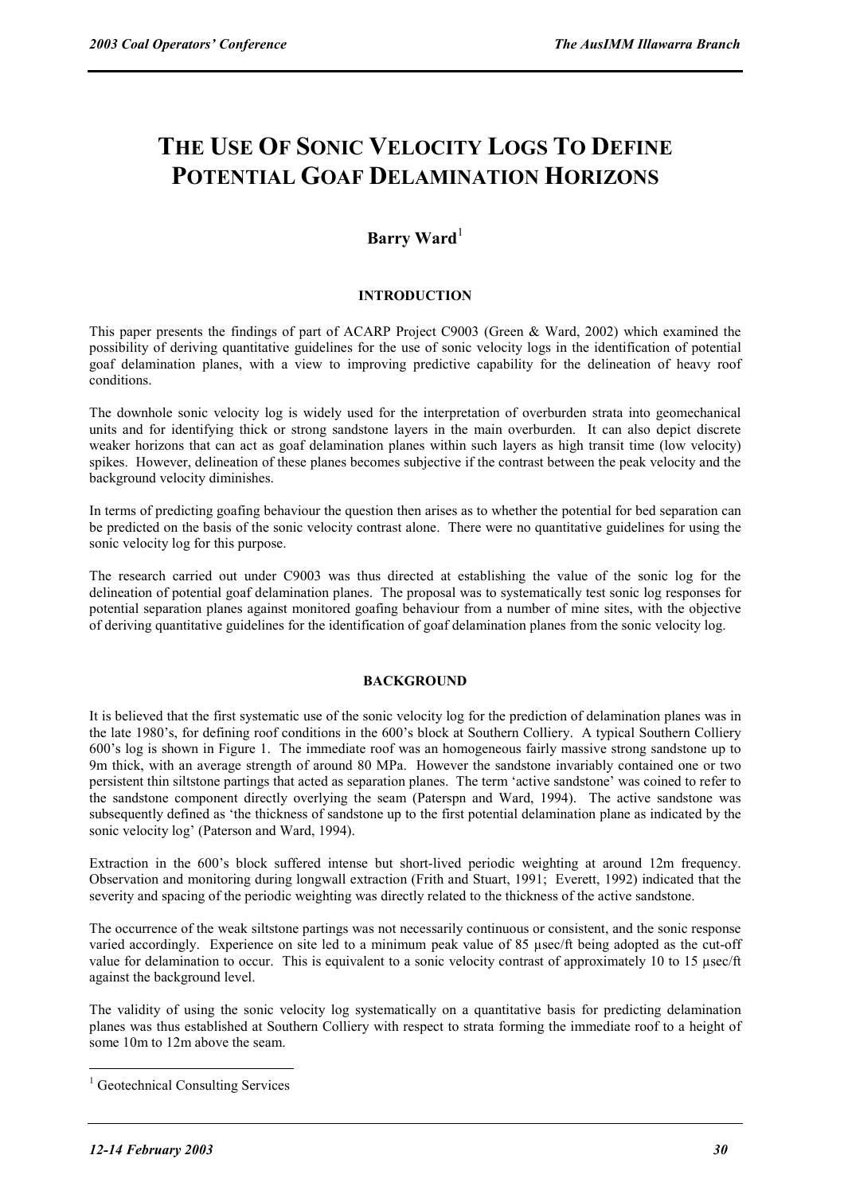# THE USE OF SONIC VELOCITY LOGS TO DEFINE POTENTIAL GOAF DELAMINATION HORIZONS

## Barry Ward[1]

### INTRODUCTION

This paper presents the findings of part of ACARP Project C9003 (Green & Ward, 2002) which examined the possibility of deriving quantitative guidelines for the use of sonic velocity logs in the identification of potential goaf delamination planes, with a view to improving predictive capability for the delineation of heavy roof conditions.

The downhole sonic velocity log is widely used for the interpretation of overburden strata into geomechanical units and for identifying thick or strong sandstone layers in the main overburden. It can also depict discrete weaker horizons that can act as goaf delamination planes within such layers as high transit time (low velocity) spikes. However, delineation of these planes becomes subjective if the contrast between the peak velocity and the background velocity diminishes.

In terms of predicting goafing behaviour the question then arises as to whether the potential for bed separation can be predicted on the basis of the sonic velocity contrast alone. There were no quantitative guidelines for using the sonic velocity log for this purpose.

The research carried out under C9003 was thus directed at establishing the value of the sonic log for the delineation of potential goaf delamination planes. The proposal was to systematically test sonic log responses for potential separation planes against monitored goafing behaviour from a number of mine sites, with the objective of deriving quantitative guidelines for the identification of goaf delamination planes from the sonic velocity log.

### BACKGROUND

It is believed that the first systematic use of the sonic velocity log for the prediction of delamination planes was in the late 1980's, for defining roof conditions in the 600's block at Southern Colliery. A typical Southern Colliery 600's log is shown in Figure 1. The immediate roof was an homogeneous fairly massive strong sandstone up to 9m thick, with an average strength of around 80 MPa. However the sandstone invariably contained one or two persistent thin siltstone partings that acted as separation planes. The term 'active sandstone' was coined to refer to the sandstone component directly overlying the seam (Paterspn and Ward, 1994). The active sandstone was subsequently defined as 'the thickness of sandstone up to the first potential delamination plane as indicated by the sonic velocity log' (Paterson and Ward, 1994).

Extraction in the 600's block suffered intense but short-lived periodic weighting at around 12m frequency. Observation and monitoring during longwall extraction (Frith and Stuart, 1991; Everett, 1992) indicated that the severity and spacing of the periodic weighting was directly related to the thickness of the active sandstone.

The occurrence of the weak siltstone partings was not necessarily continuous or consistent, and the sonic response varied accordingly. Experience on site led to a minimum peak value of 85 µsec/ft being adopted as the cut-off value for delamination to occur. This is equivalent to a sonic velocity contrast of approximately 10 to 15 µsec/ft against the background level.

The validity of using the sonic velocity log systematically on a quantitative basis for predicting delamination planes was thus established at Southern Colliery with respect to strata forming the immediate roof to a height of some 10m to 12m above the seam.

[1] Geotechnical Consulting Services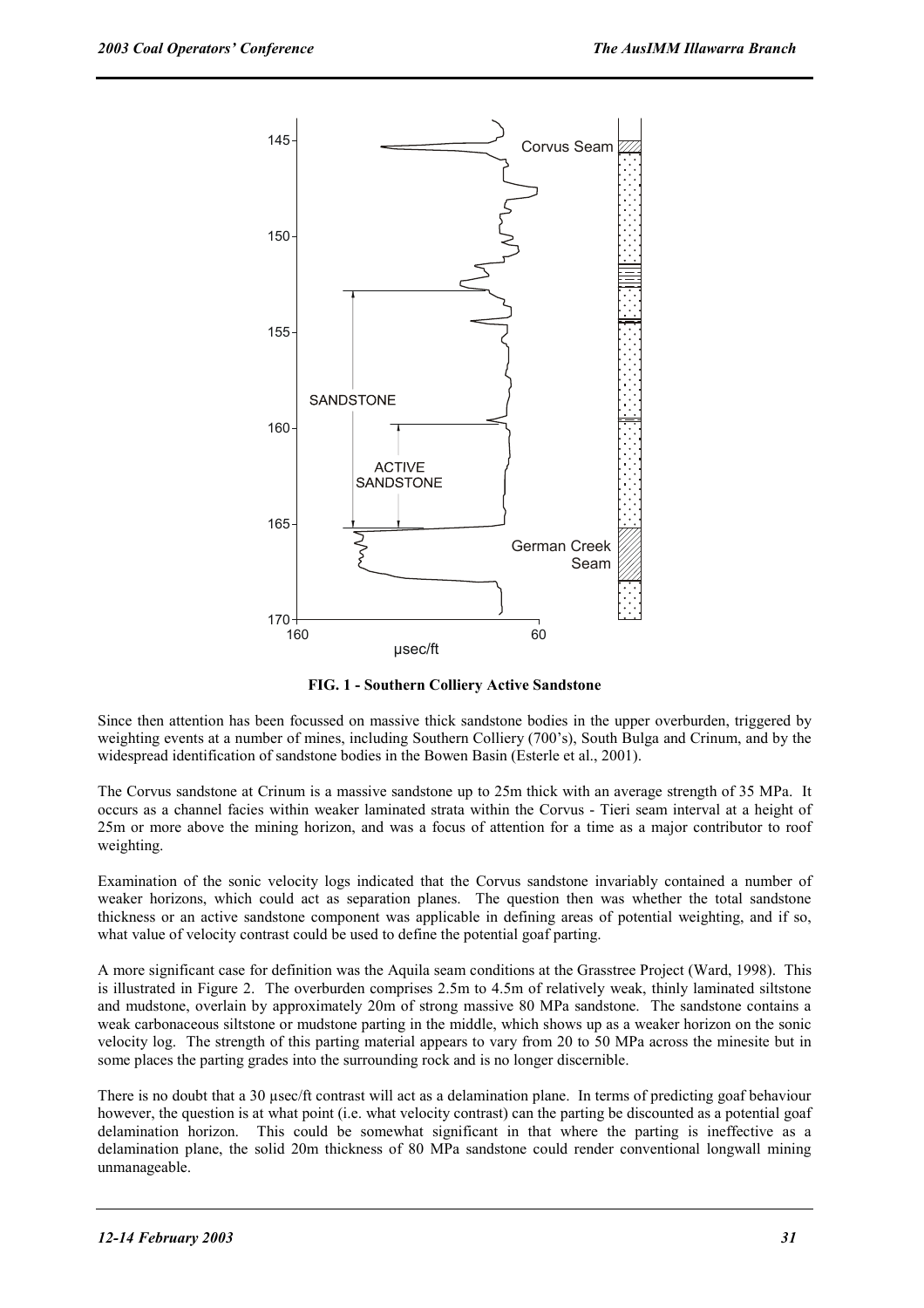**FIG. 1 - Southern Colliery Active Sandstone**

Since then attention has been focussed on massive thick sandstone bodies in the upper overburden, triggered by weighting events at a number of mines, including Southern Colliery (700's), South Bulga and Crinum, and by the widespread identification of sandstone bodies in the Bowen Basin (Esterle et al., 2001).

The Corvus sandstone at Crinum is a massive sandstone up to 25m thick with an average strength of 35 MPa. It occurs as a channel facies within weaker laminated strata within the Corvus - Tieri seam interval at a height of 25m or more above the mining horizon, and was a focus of attention for a time as a major contributor to roof weighting.

Examination of the sonic velocity logs indicated that the Corvus sandstone invariably contained a number of weaker horizons, which could act as separation planes. The question then was whether the total sandstone thickness or an active sandstone component was applicable in defining areas of potential weighting, and if so, what value of velocity contrast could be used to define the potential goaf parting.

A more significant case for definition was the Aquila seam conditions at the Grasstree Project (Ward, 1998). This is illustrated in Figure 2. The overburden comprises 2.5m to 4.5m of relatively weak, thinly laminated siltstone and mudstone, overlain by approximately 20m of strong massive 80 MPa sandstone. The sandstone contains a weak carbonaceous siltstone or mudstone parting in the middle, which shows up as a weaker horizon on the sonic velocity log. The strength of this parting material appears to vary from 20 to 50 MPa across the minesite but in some places the parting grades into the surrounding rock and is no longer discernible.

There is no doubt that a 30 µsec/ft contrast will act as a delamination plane. In terms of predicting goaf behaviour however, the question is at what point (i.e. what velocity contrast) can the parting be discounted as a potential goaf delamination horizon. This could be somewhat significant in that where the parting is ineffective as a delamination plane, the solid 20m thickness of 80 MPa sandstone could render conventional longwall mining unmanageable.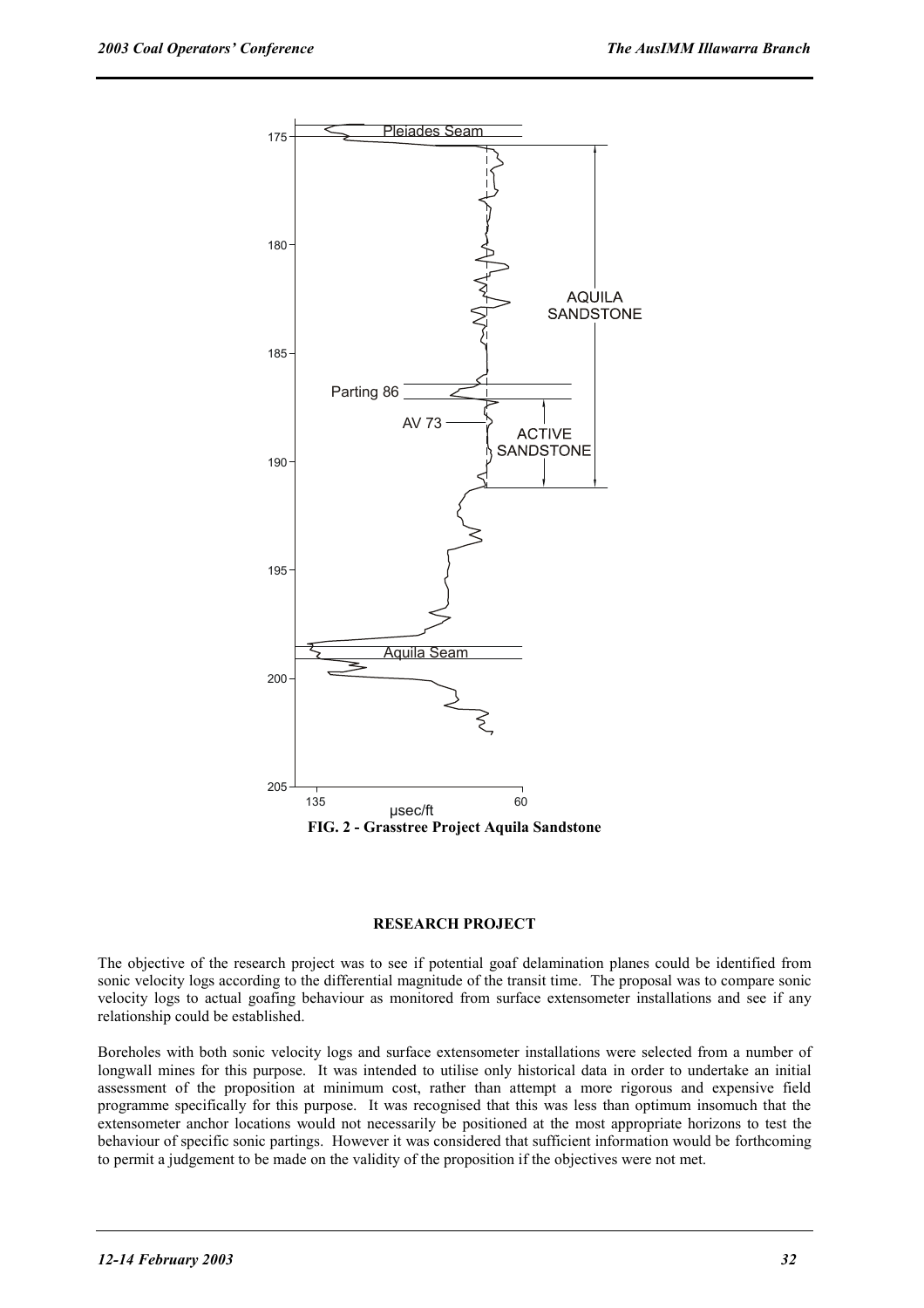FIG. 2 - Grasstree Project Aquila Sandstone

### RESEARCH PROJECT

The objective of the research project was to see if potential goaf delamination planes could be identified from sonic velocity logs according to the differential magnitude of the transit time. The proposal was to compare sonic velocity logs to actual goafing behaviour as monitored from surface extensometer installations and see if any relationship could be established.

Boreholes with both sonic velocity logs and surface extensometer installations were selected from a number of longwall mines for this purpose. It was intended to utilise only historical data in order to undertake an initial assessment of the proposition at minimum cost, rather than attempt a more rigorous and expensive field programme specifically for this purpose. It was recognised that this was less than optimum insomuch that the extensometer anchor locations would not necessarily be positioned at the most appropriate horizons to test the behaviour of specific sonic partings. However it was considered that sufficient information would be forthcoming to permit a judgement to be made on the validity of the proposition if the objectives were not met.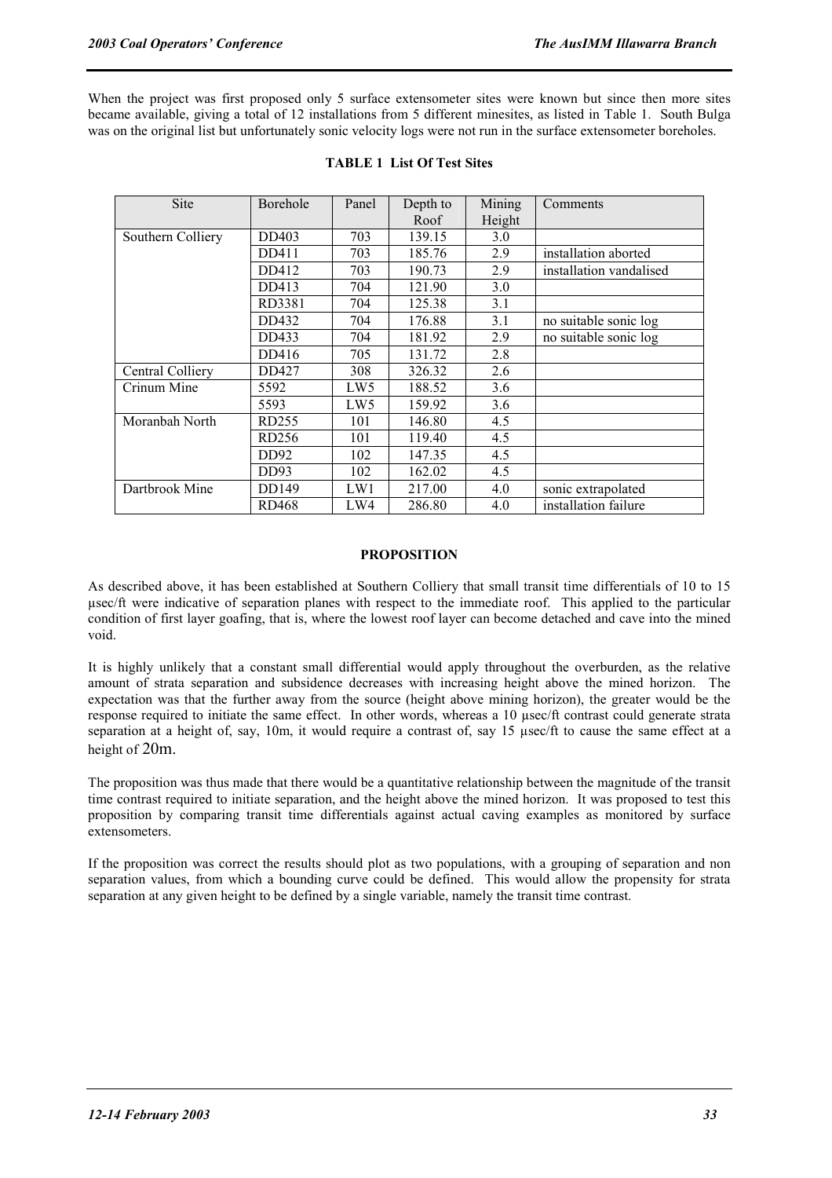When the project was first proposed only 5 surface extensometer sites were known but since then more sites became available, giving a total of 12 installations from 5 different minesites, as listed in Table 1. South Bulga was on the original list but unfortunately sonic velocity logs were not run in the surface extensometer boreholes.

**TABLE 1 List Of Test Sites**

| Site | Borehole | Panel | Depth to Roof | Mining Height | Comments |
|---|---|---|---|---|---|
| Southern Colliery | DD403 | 703 | 139.15 | 3.0 | |
| | DD411 | 703 | 185.76 | 2.9 | installation aborted |
| | DD412 | 703 | 190.73 | 2.9 | installation vandalised |
| | DD413 | 704 | 121.90 | 3.0 | |
| | RD3381 | 704 | 125.38 | 3.1 | |
| | DD432 | 704 | 176.88 | 3.1 | no suitable sonic log |
| | DD433 | 704 | 181.92 | 2.9 | no suitable sonic log |
| | DD416 | 705 | 131.72 | 2.8 | |
| Central Colliery | DD427 | 308 | 326.32 | 2.6 | |
| Crinum Mine | 5592 | LW5 | 188.52 | 3.6 | |
| | 5593 | LW5 | 159.92 | 3.6 | |
| Moranbah North | RD255 | 101 | 146.80 | 4.5 | |
| | RD256 | 101 | 119.40 | 4.5 | |
| | DD92 | 102 | 147.35 | 4.5 | |
| | DD93 | 102 | 162.02 | 4.5 | |
| Dartbrook Mine | DD149 | LW1 | 217.00 | 4.0 | sonic extrapolated |
| | RD468 | LW4 | 286.80 | 4.0 | installation failure |

## PROPOSITION

As described above, it has been established at Southern Colliery that small transit time differentials of 10 to 15 µsec/ft were indicative of separation planes with respect to the immediate roof. This applied to the particular condition of first layer goafing, that is, where the lowest roof layer can become detached and cave into the mined void.

It is highly unlikely that a constant small differential would apply throughout the overburden, as the relative amount of strata separation and subsidence decreases with increasing height above the mined horizon. The expectation was that the further away from the source (height above mining horizon), the greater would be the response required to initiate the same effect. In other words, whereas a 10 µsec/ft contrast could generate strata separation at a height of, say, 10m, it would require a contrast of, say 15 µsec/ft to cause the same effect at a height of 20m.

The proposition was thus made that there would be a quantitative relationship between the magnitude of the transit time contrast required to initiate separation, and the height above the mined horizon. It was proposed to test this proposition by comparing transit time differentials against actual caving examples as monitored by surface extensometers.

If the proposition was correct the results should plot as two populations, with a grouping of separation and non separation values, from which a bounding curve could be defined. This would allow the propensity for strata separation at any given height to be defined by a single variable, namely the transit time contrast.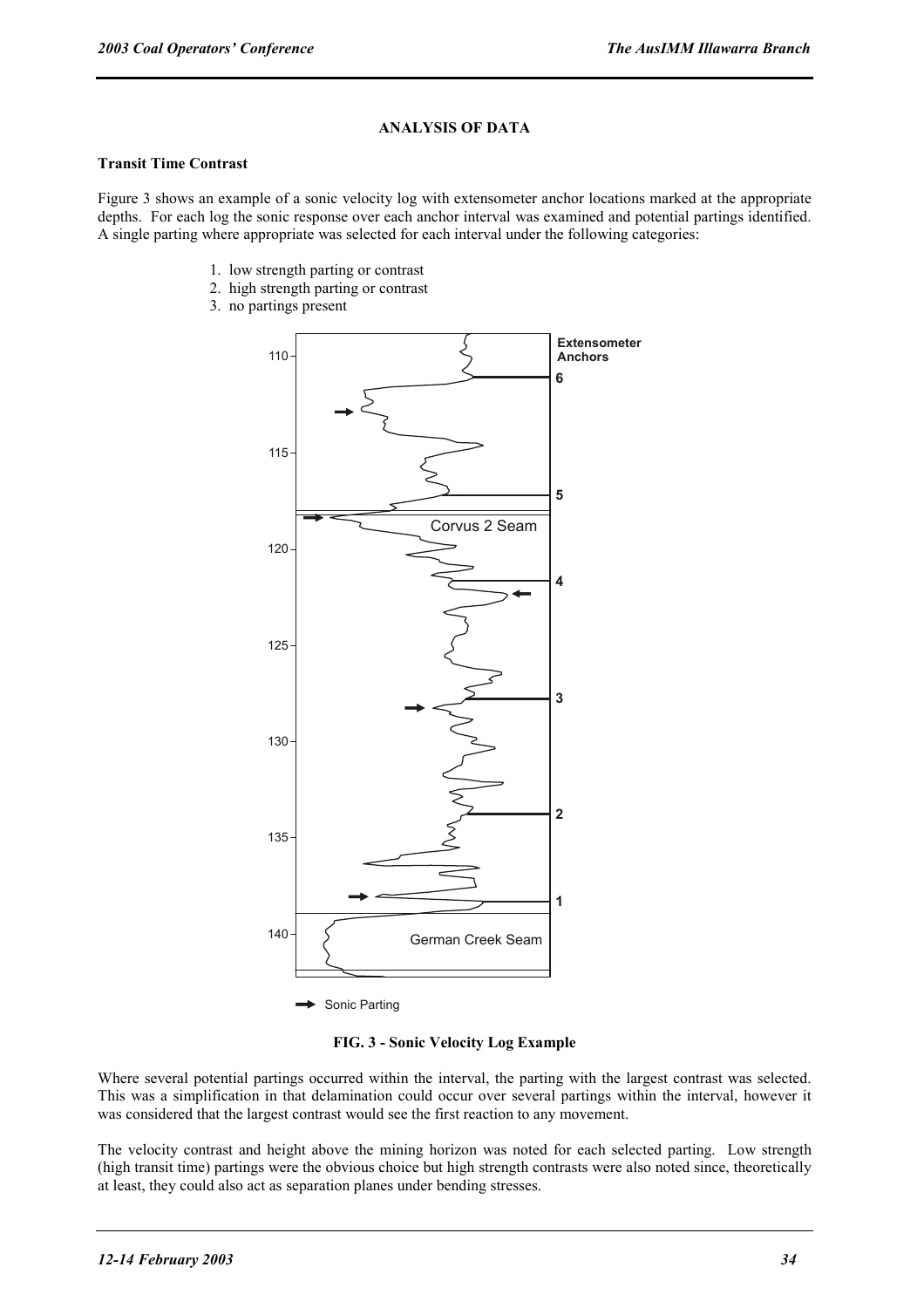## ANALYSIS OF DATA

### Transit Time Contrast

Figure 3 shows an example of a sonic velocity log with extensometer anchor locations marked at the appropriate depths. For each log the sonic response over each anchor interval was examined and potential partings identified. A single parting where appropriate was selected for each interval under the following categories:

1. low strength parting or contrast
2. high strength parting or contrast
3. no partings present

**FIG. 3 - Sonic Velocity Log Example**

Where several potential partings occurred within the interval, the parting with the largest contrast was selected. This was a simplification in that delamination could occur over several partings within the interval, however it was considered that the largest contrast would see the first reaction to any movement.

The velocity contrast and height above the mining horizon was noted for each selected parting. Low strength (high transit time) partings were the obvious choice but high strength contrasts were also noted since, theoretically at least, they could also act as separation planes under bending stresses.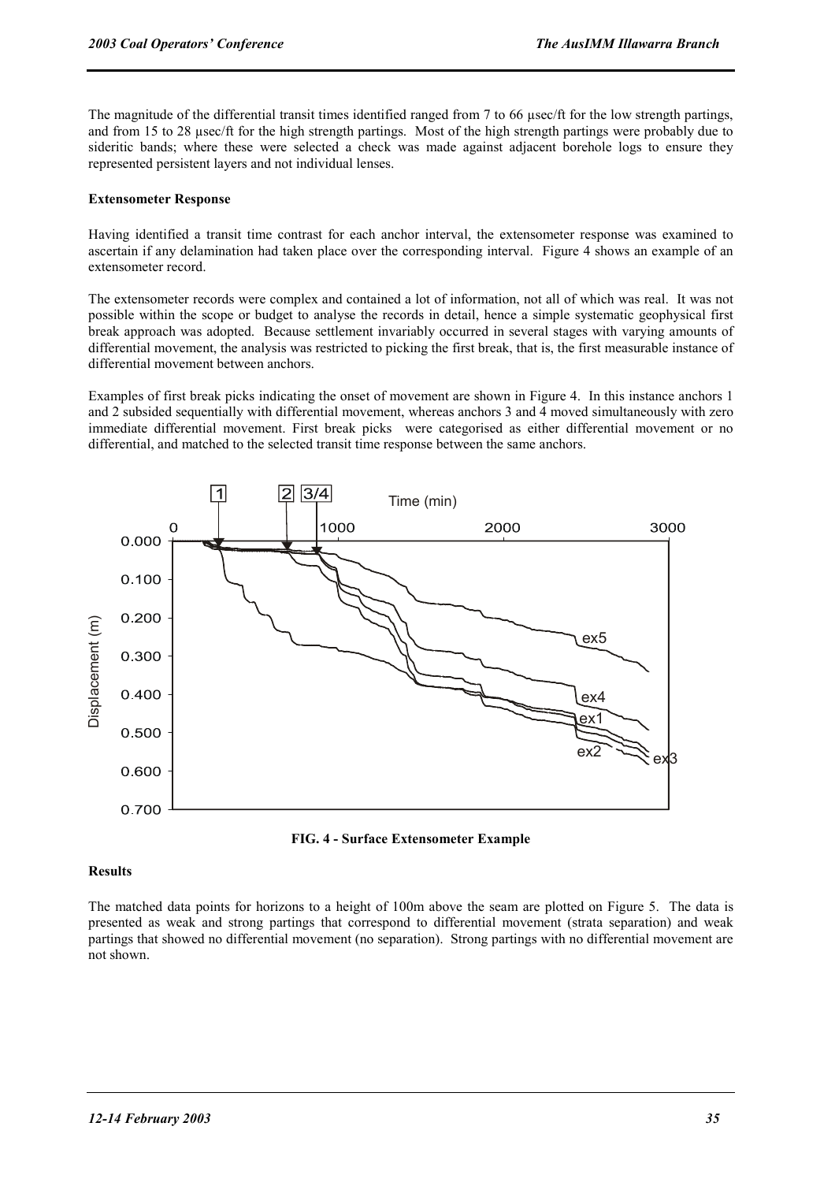The magnitude of the differential transit times identified ranged from 7 to 66 µsec/ft for the low strength partings, and from 15 to 28 µsec/ft for the high strength partings. Most of the high strength partings were probably due to sideritic bands; where these were selected a check was made against adjacent borehole logs to ensure they represented persistent layers and not individual lenses.

**Extensometer Response**

Having identified a transit time contrast for each anchor interval, the extensometer response was examined to ascertain if any delamination had taken place over the corresponding interval. Figure 4 shows an example of an extensometer record.

The extensometer records were complex and contained a lot of information, not all of which was real. It was not possible within the scope or budget to analyse the records in detail, hence a simple systematic geophysical first break approach was adopted. Because settlement invariably occurred in several stages with varying amounts of differential movement, the analysis was restricted to picking the first break, that is, the first measurable instance of differential movement between anchors.

Examples of first break picks indicating the onset of movement are shown in Figure 4. In this instance anchors 1 and 2 subsided sequentially with differential movement, whereas anchors 3 and 4 moved simultaneously with zero immediate differential movement. First break picks were categorised as either differential movement or no differential, and matched to the selected transit time response between the same anchors.

**FIG. 4 - Surface Extensometer Example**

**Results**

The matched data points for horizons to a height of 100m above the seam are plotted on Figure 5. The data is presented as weak and strong partings that correspond to differential movement (strata separation) and weak partings that showed no differential movement (no separation). Strong partings with no differential movement are not shown.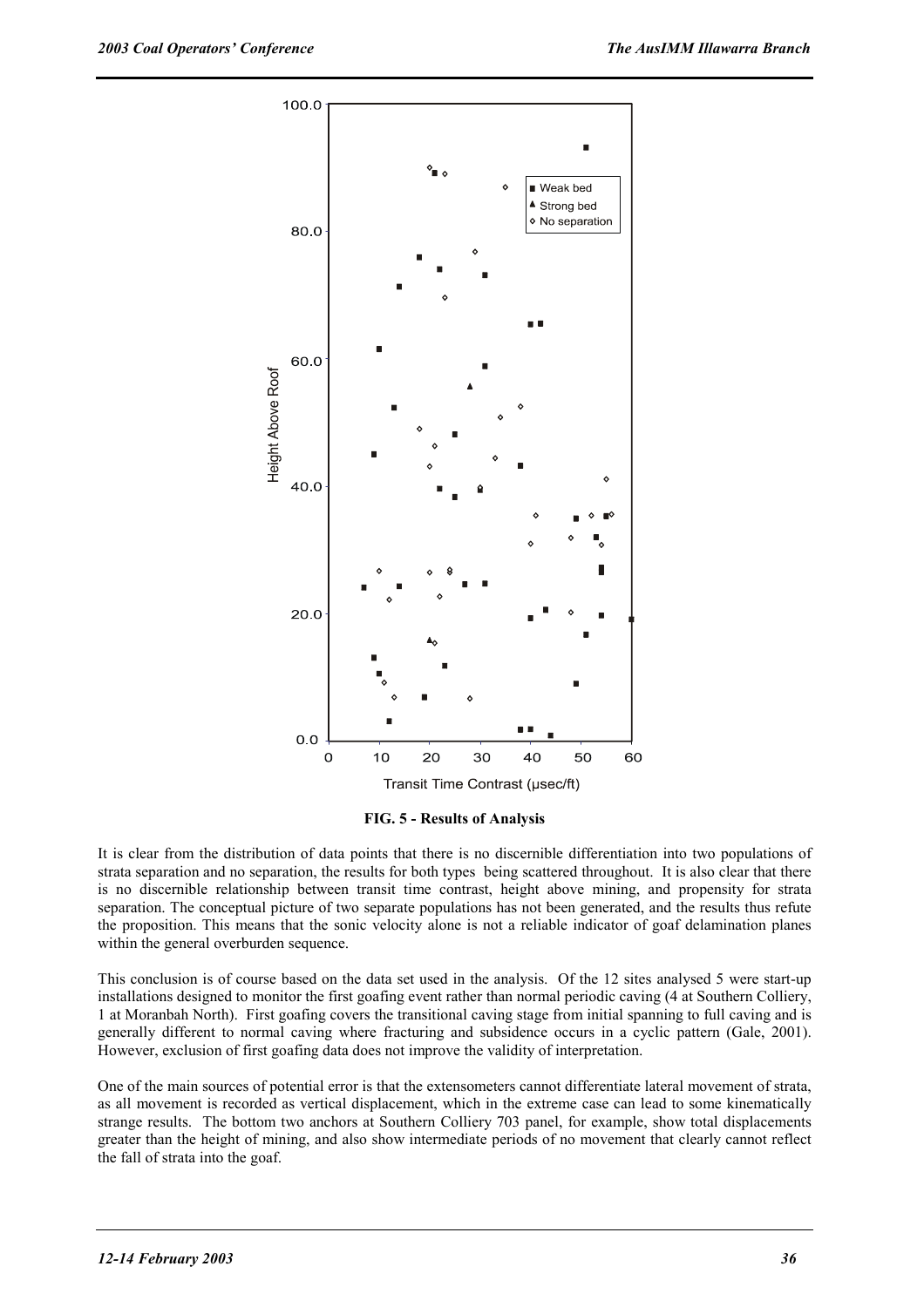**FIG. 5 - Results of Analysis**

It is clear from the distribution of data points that there is no discernible differentiation into two populations of strata separation and no separation, the results for both types being scattered throughout. It is also clear that there is no discernible relationship between transit time contrast, height above mining, and propensity for strata separation. The conceptual picture of two separate populations has not been generated, and the results thus refute the proposition. This means that the sonic velocity alone is not a reliable indicator of goaf delamination planes within the general overburden sequence.

This conclusion is of course based on the data set used in the analysis. Of the 12 sites analysed 5 were start-up installations designed to monitor the first goafing event rather than normal periodic caving (4 at Southern Colliery, 1 at Moranbah North). First goafing covers the transitional caving stage from initial spanning to full caving and is generally different to normal caving where fracturing and subsidence occurs in a cyclic pattern (Gale, 2001). However, exclusion of first goafing data does not improve the validity of interpretation.

One of the main sources of potential error is that the extensometers cannot differentiate lateral movement of strata, as all movement is recorded as vertical displacement, which in the extreme case can lead to some kinematically strange results. The bottom two anchors at Southern Colliery 703 panel, for example, show total displacements greater than the height of mining, and also show intermediate periods of no movement that clearly cannot reflect the fall of strata into the goaf.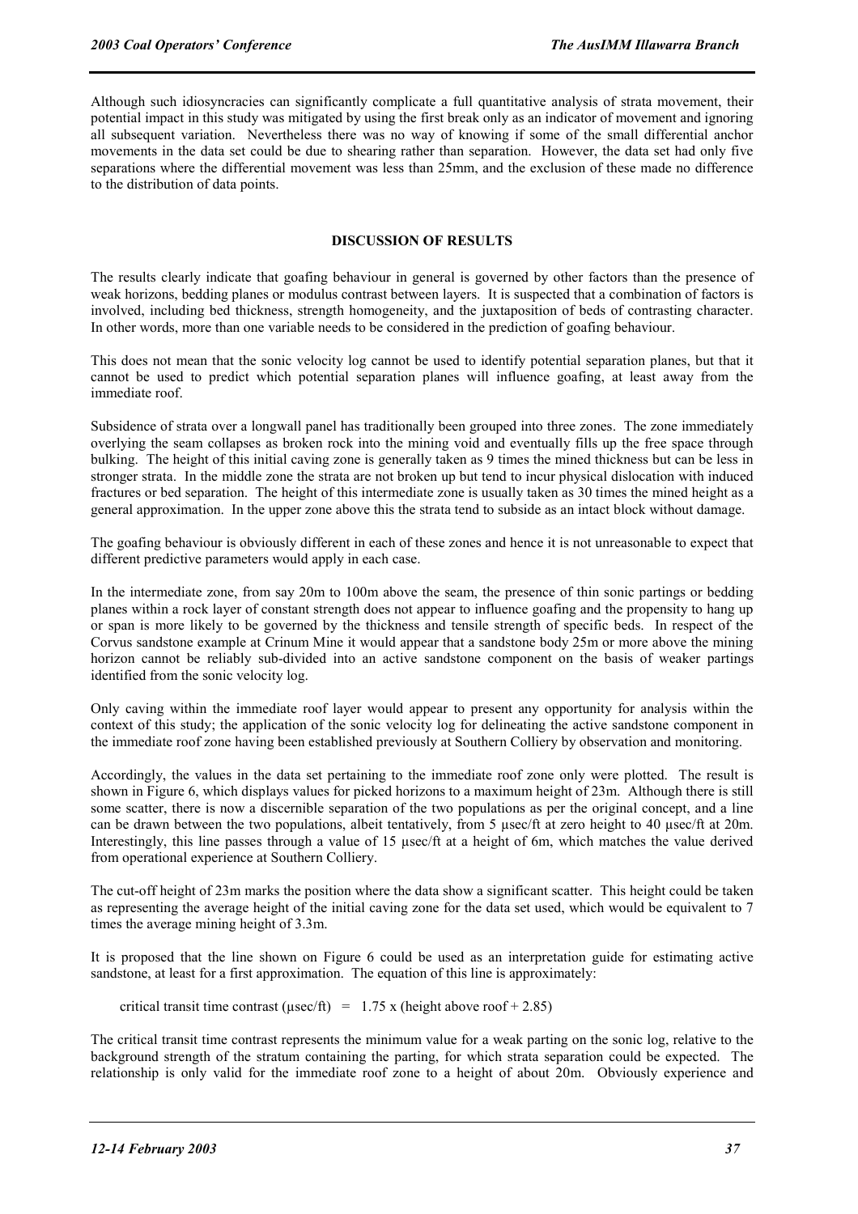Although such idiosyncracies can significantly complicate a full quantitative analysis of strata movement, their potential impact in this study was mitigated by using the first break only as an indicator of movement and ignoring all subsequent variation. Nevertheless there was no way of knowing if some of the small differential anchor movements in the data set could be due to shearing rather than separation. However, the data set had only five separations where the differential movement was less than 25mm, and the exclusion of these made no difference to the distribution of data points.

## DISCUSSION OF RESULTS

The results clearly indicate that goafing behaviour in general is governed by other factors than the presence of weak horizons, bedding planes or modulus contrast between layers. It is suspected that a combination of factors is involved, including bed thickness, strength homogeneity, and the juxtaposition of beds of contrasting character. In other words, more than one variable needs to be considered in the prediction of goafing behaviour.

This does not mean that the sonic velocity log cannot be used to identify potential separation planes, but that it cannot be used to predict which potential separation planes will influence goafing, at least away from the immediate roof.

Subsidence of strata over a longwall panel has traditionally been grouped into three zones. The zone immediately overlying the seam collapses as broken rock into the mining void and eventually fills up the free space through bulking. The height of this initial caving zone is generally taken as 9 times the mined thickness but can be less in stronger strata. In the middle zone the strata are not broken up but tend to incur physical dislocation with induced fractures or bed separation. The height of this intermediate zone is usually taken as 30 times the mined height as a general approximation. In the upper zone above this the strata tend to subside as an intact block without damage.

The goafing behaviour is obviously different in each of these zones and hence it is not unreasonable to expect that different predictive parameters would apply in each case.

In the intermediate zone, from say 20m to 100m above the seam, the presence of thin sonic partings or bedding planes within a rock layer of constant strength does not appear to influence goafing and the propensity to hang up or span is more likely to be governed by the thickness and tensile strength of specific beds. In respect of the Corvus sandstone example at Crinum Mine it would appear that a sandstone body 25m or more above the mining horizon cannot be reliably sub-divided into an active sandstone component on the basis of weaker partings identified from the sonic velocity log.

Only caving within the immediate roof layer would appear to present any opportunity for analysis within the context of this study; the application of the sonic velocity log for delineating the active sandstone component in the immediate roof zone having been established previously at Southern Colliery by observation and monitoring.

Accordingly, the values in the data set pertaining to the immediate roof zone only were plotted. The result is shown in Figure 6, which displays values for picked horizons to a maximum height of 23m. Although there is still some scatter, there is now a discernible separation of the two populations as per the original concept, and a line can be drawn between the two populations, albeit tentatively, from 5 µsec/ft at zero height to 40 µsec/ft at 20m. Interestingly, this line passes through a value of 15 µsec/ft at a height of 6m, which matches the value derived from operational experience at Southern Colliery.

The cut-off height of 23m marks the position where the data show a significant scatter. This height could be taken as representing the average height of the initial caving zone for the data set used, which would be equivalent to 7 times the average mining height of 3.3m.

It is proposed that the line shown on Figure 6 could be used as an interpretation guide for estimating active sandstone, at least for a first approximation. The equation of this line is approximately:

$$\text{critical transit time contrast } (\mu\text{sec/ft}) = 1.75 \times (\text{height above roof} + 2.85)$$

The critical transit time contrast represents the minimum value for a weak parting on the sonic log, relative to the background strength of the stratum containing the parting, for which strata separation could be expected. The relationship is only valid for the immediate roof zone to a height of about 20m. Obviously experience and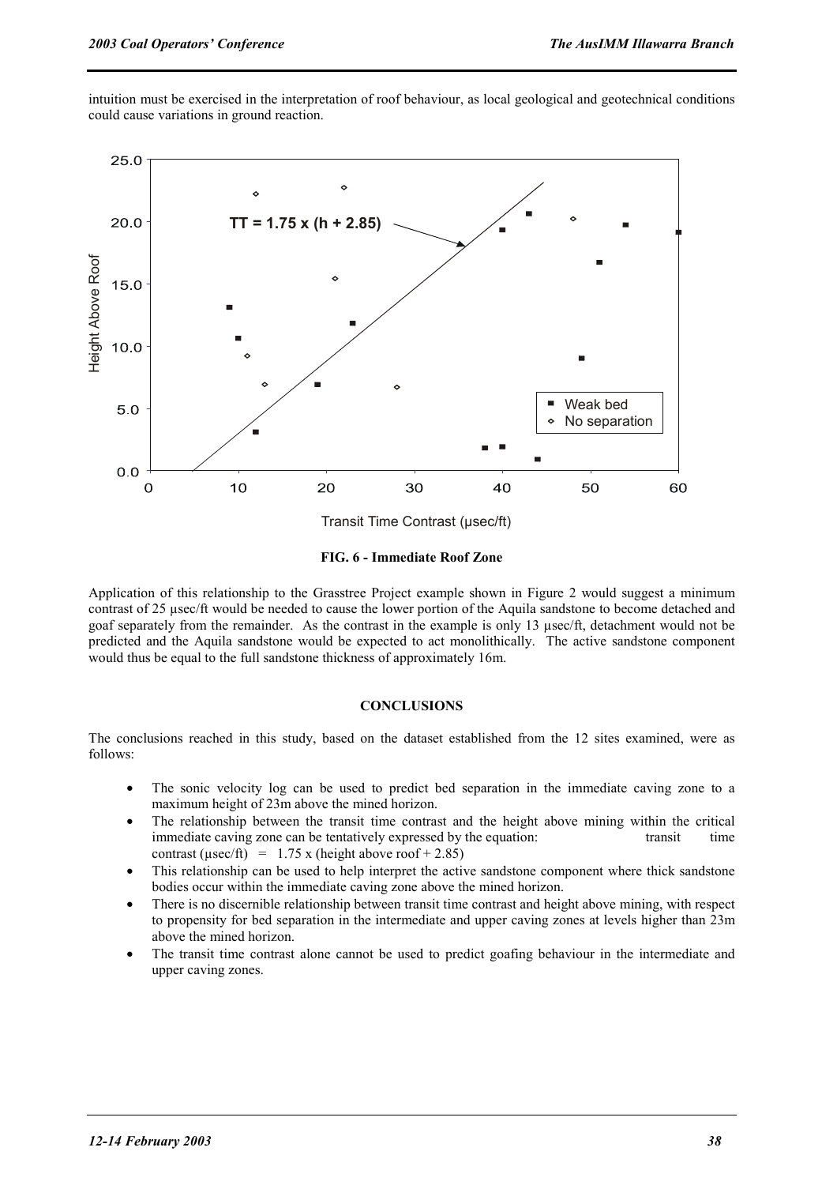intuition must be exercised in the interpretation of roof behaviour, as local geological and geotechnical conditions could cause variations in ground reaction.

**FIG. 6 - Immediate Roof Zone**

Application of this relationship to the Grasstree Project example shown in Figure 2 would suggest a minimum contrast of 25 µsec/ft would be needed to cause the lower portion of the Aquila sandstone to become detached and goaf separately from the remainder. As the contrast in the example is only 13 µsec/ft, detachment would not be predicted and the Aquila sandstone would be expected to act monolithically. The active sandstone component would thus be equal to the full sandstone thickness of approximately 16m.

## CONCLUSIONS

The conclusions reached in this study, based on the dataset established from the 12 sites examined, were as follows:

- The sonic velocity log can be used to predict bed separation in the immediate caving zone to a maximum height of 23m above the mined horizon.
- The relationship between the transit time contrast and the height above mining within the critical immediate caving zone can be tentatively expressed by the equation: transit time contrast (µsec/ft) = 1.75 x (height above roof + 2.85)
- This relationship can be used to help interpret the active sandstone component where thick sandstone bodies occur within the immediate caving zone above the mined horizon.
- There is no discernible relationship between transit time contrast and height above mining, with respect to propensity for bed separation in the intermediate and upper caving zones at levels higher than 23m above the mined horizon.
- The transit time contrast alone cannot be used to predict goafing behaviour in the intermediate and upper caving zones.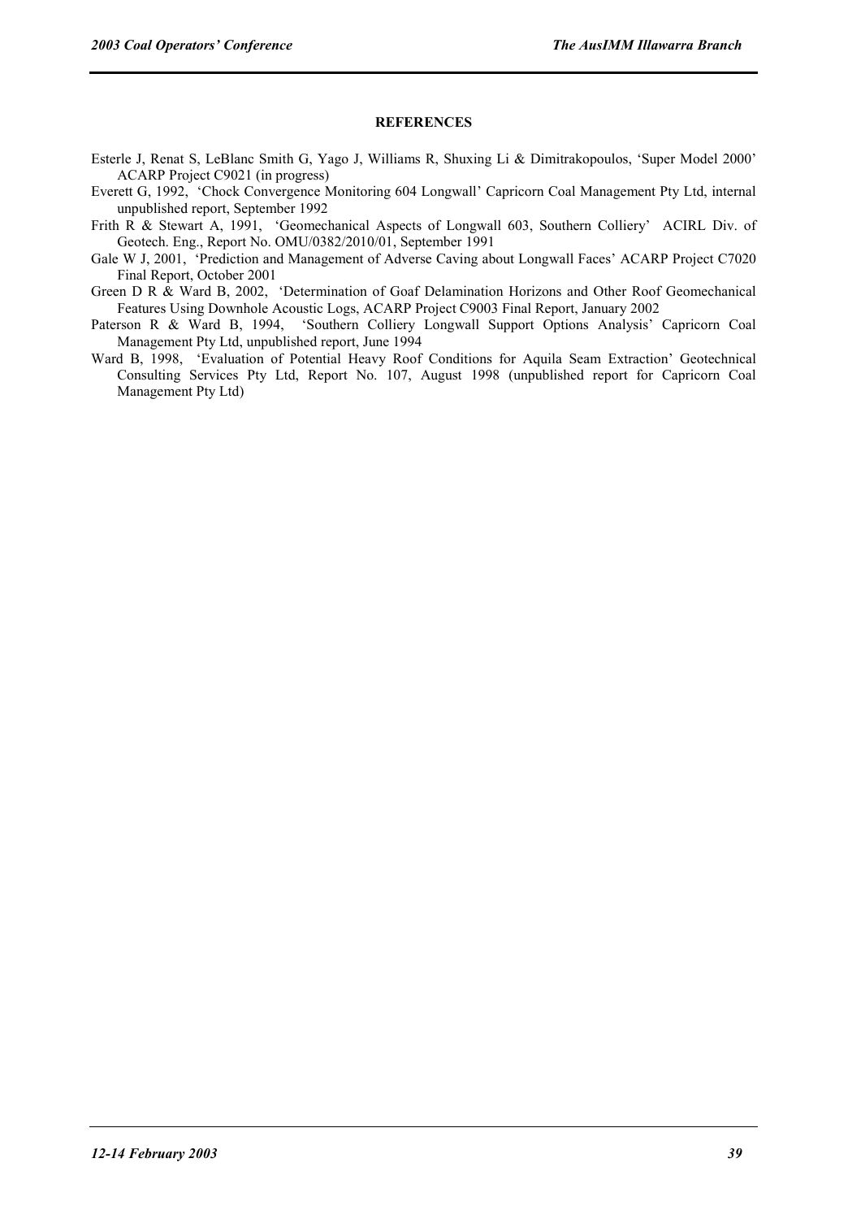## REFERENCES

Esterle J, Renat S, LeBlanc Smith G, Yago J, Williams R, Shuxing Li & Dimitrakopoulos, 'Super Model 2000' ACARP Project C9021 (in progress)

Everett G, 1992, 'Chock Convergence Monitoring 604 Longwall' Capricorn Coal Management Pty Ltd, internal unpublished report, September 1992

Frith R & Stewart A, 1991, 'Geomechanical Aspects of Longwall 603, Southern Colliery' ACIRL Div. of Geotech. Eng., Report No. OMU/0382/2010/01, September 1991

Gale W J, 2001, 'Prediction and Management of Adverse Caving about Longwall Faces' ACARP Project C7020 Final Report, October 2001

Green D R & Ward B, 2002, 'Determination of Goaf Delamination Horizons and Other Roof Geomechanical Features Using Downhole Acoustic Logs, ACARP Project C9003 Final Report, January 2002

Paterson R & Ward B, 1994, 'Southern Colliery Longwall Support Options Analysis' Capricorn Coal Management Pty Ltd, unpublished report, June 1994

Ward B, 1998, 'Evaluation of Potential Heavy Roof Conditions for Aquila Seam Extraction' Geotechnical Consulting Services Pty Ltd, Report No. 107, August 1998 (unpublished report for Capricorn Coal Management Pty Ltd)